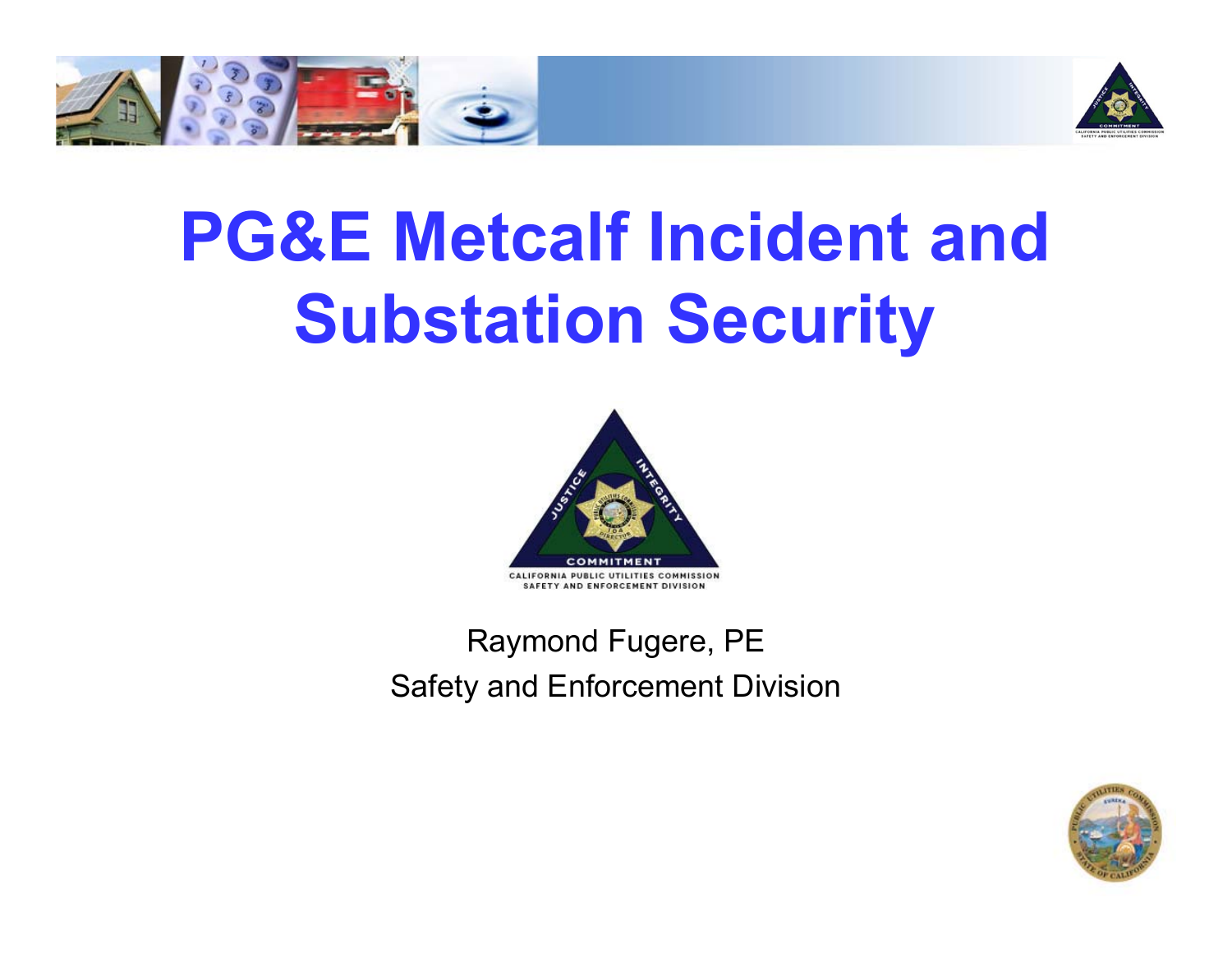# PG&E Metcalf Incident and Substation Security

CALIFORNIA PUBLIC UTILITIES COMMISSION
SAFETY AND ENFORCEMENT DIVISION

Raymond Fugere, PE

Safety and Enforcement Division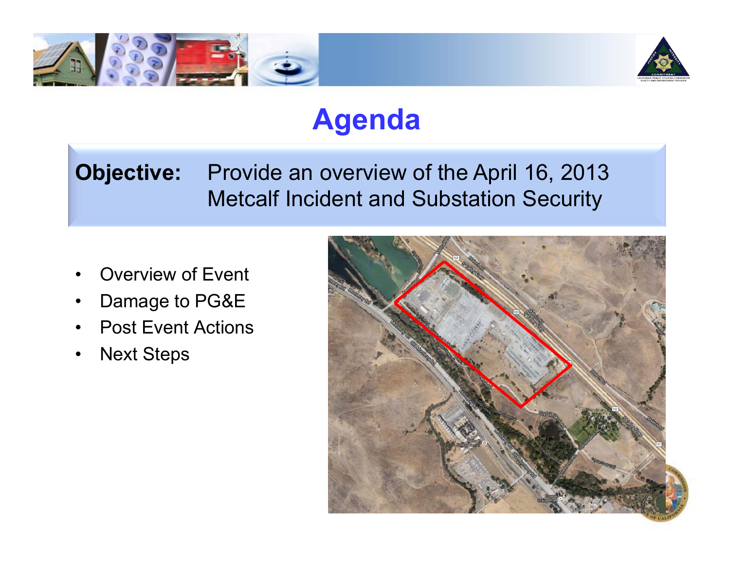# Agenda

**Objective:** Provide an overview of the April 16, 2013 Metcalf Incident and Substation Security

- Overview of Event
- Damage to PG&E
- Post Event Actions
- Next Steps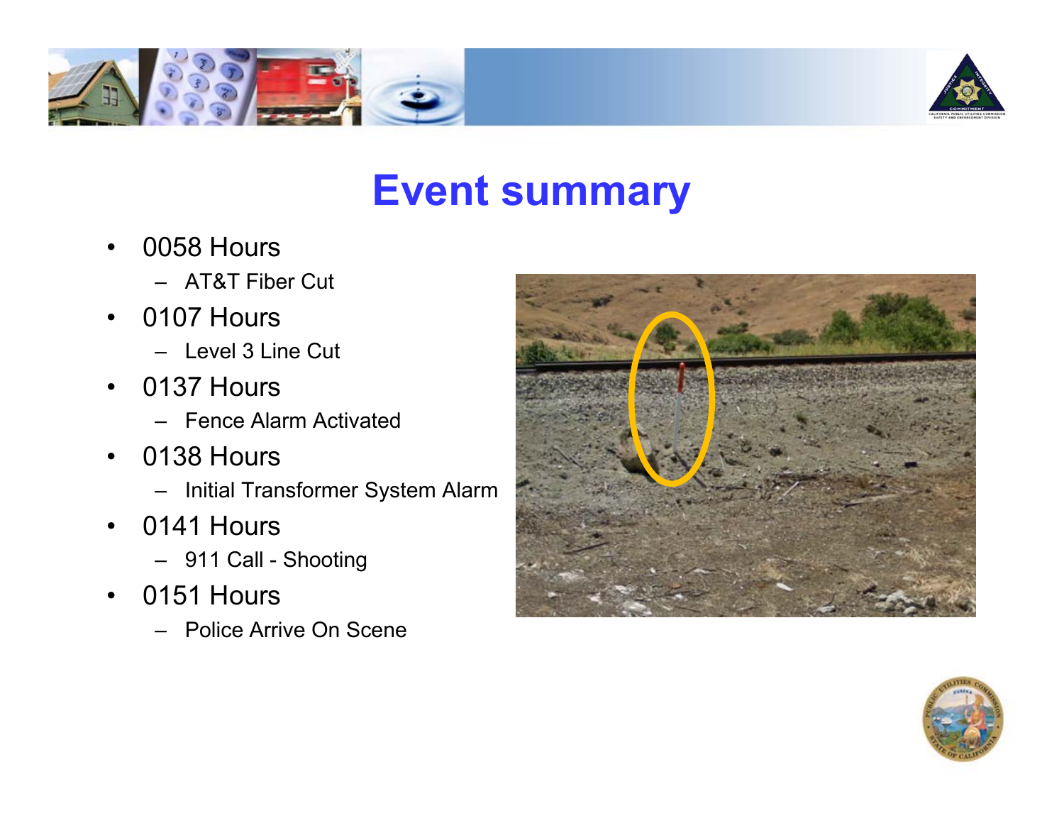# Event summary

- 0058 Hours
  - AT&T Fiber Cut
- 0107 Hours
  - Level 3 Line Cut
- 0137 Hours
  - Fence Alarm Activated
- 0138 Hours
  - Initial Transformer System Alarm
- 0141 Hours
  - 911 Call - Shooting
- 0151 Hours
  - Police Arrive On Scene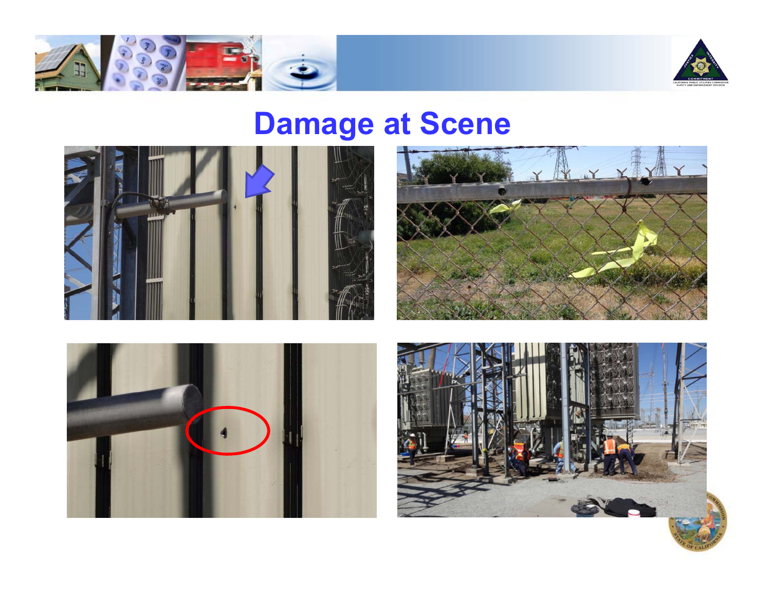# Damage at Scene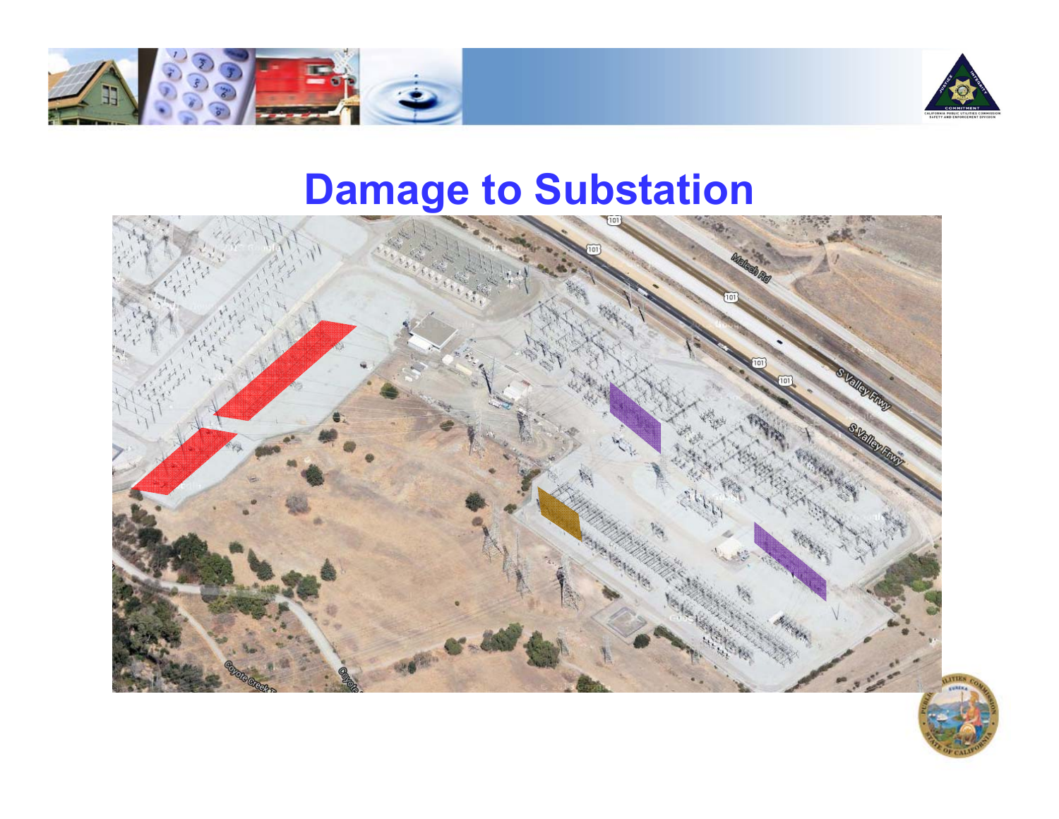# Damage to Substation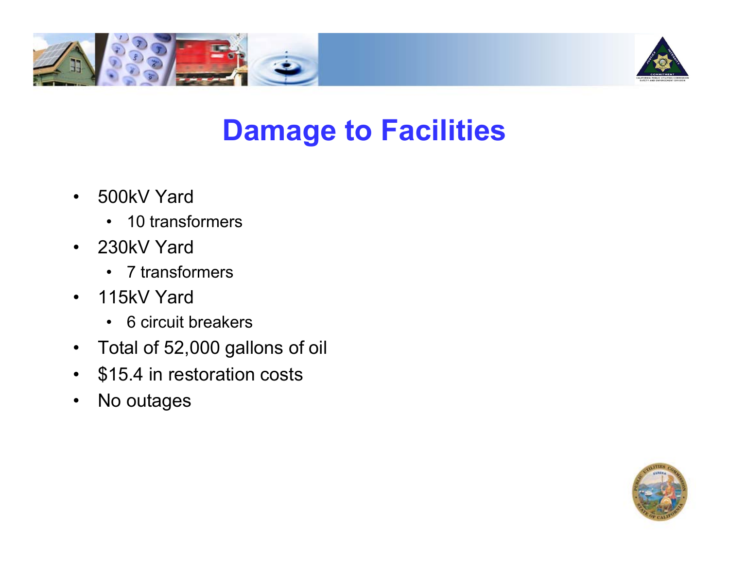# Damage to Facilities

- 500kV Yard
  - 10 transformers
- 230kV Yard
  - 7 transformers
- 115kV Yard
  - 6 circuit breakers
- Total of 52,000 gallons of oil
- $15.4 in restoration costs
- No outages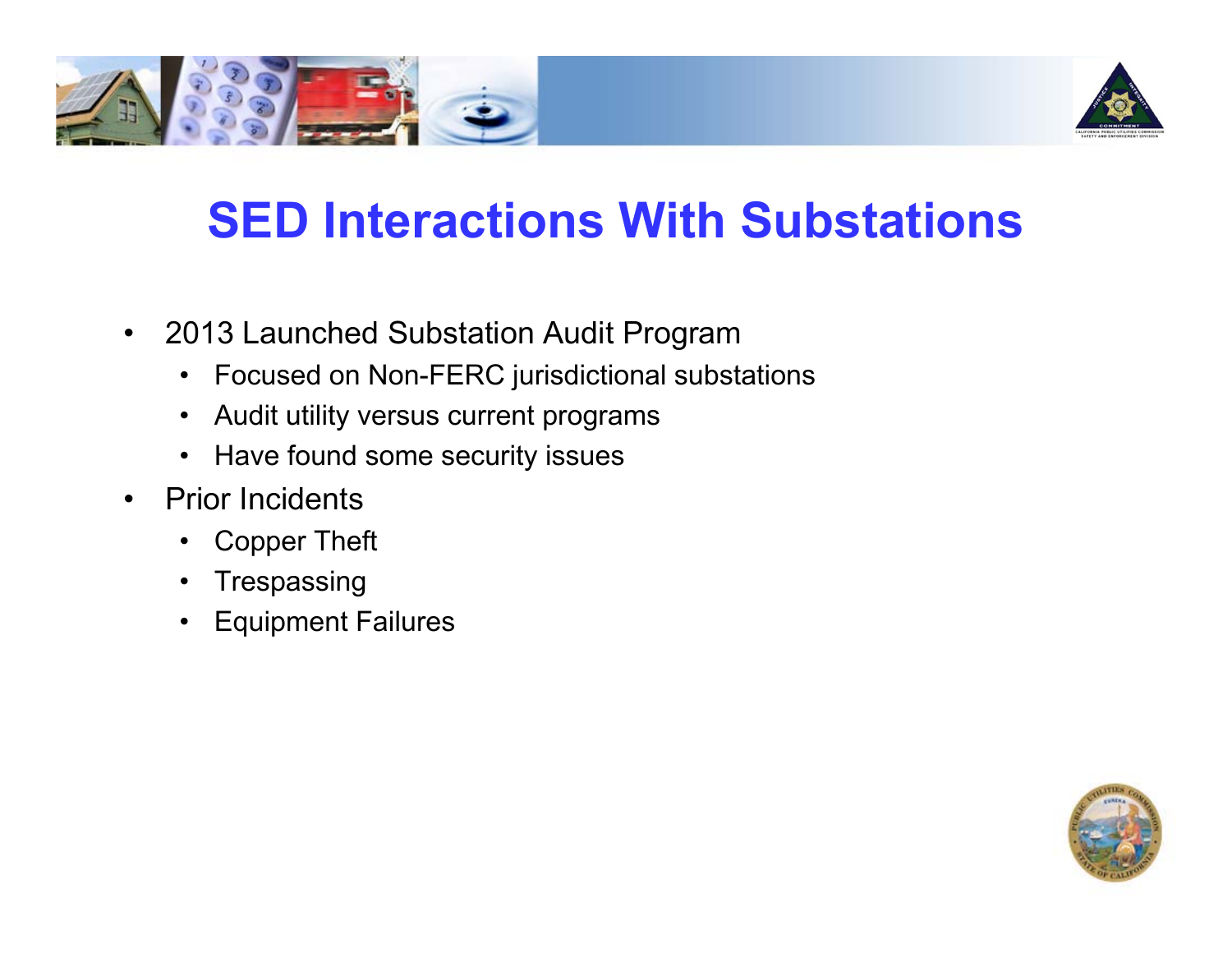# SED Interactions With Substations

- 2013 Launched Substation Audit Program
  - Focused on Non-FERC jurisdictional substations
  - Audit utility versus current programs
  - Have found some security issues
- Prior Incidents
  - Copper Theft
  - Trespassing
  - Equipment Failures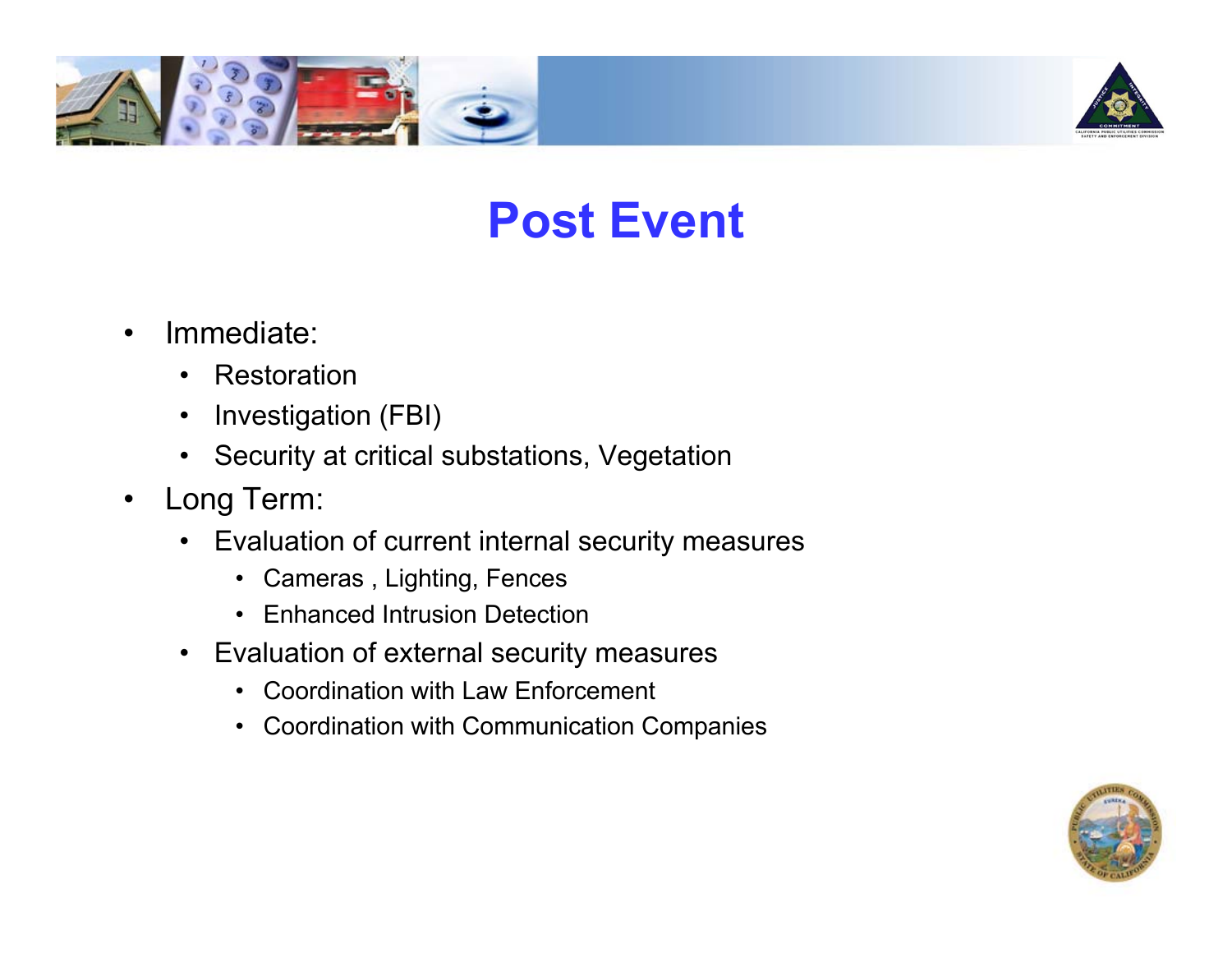# Post Event

- Immediate:
  - Restoration
  - Investigation (FBI)
  - Security at critical substations, Vegetation
- Long Term:
  - Evaluation of current internal security measures
    - Cameras , Lighting, Fences
    - Enhanced Intrusion Detection
  - Evaluation of external security measures
    - Coordination with Law Enforcement
    - Coordination with Communication Companies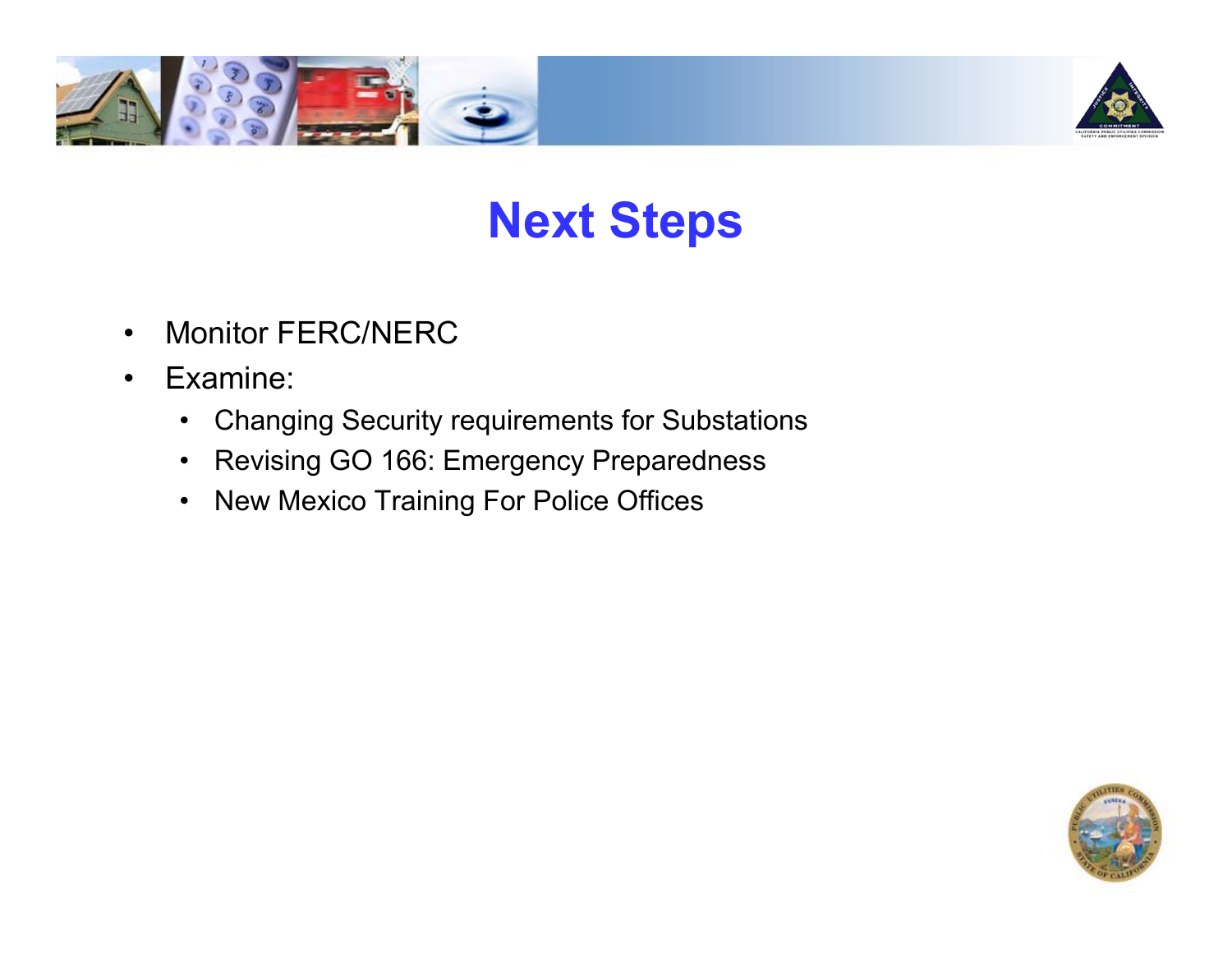# Next Steps

- Monitor FERC/NERC
- Examine:
  - Changing Security requirements for Substations
  - Revising GO 166: Emergency Preparedness
  - New Mexico Training For Police Offices